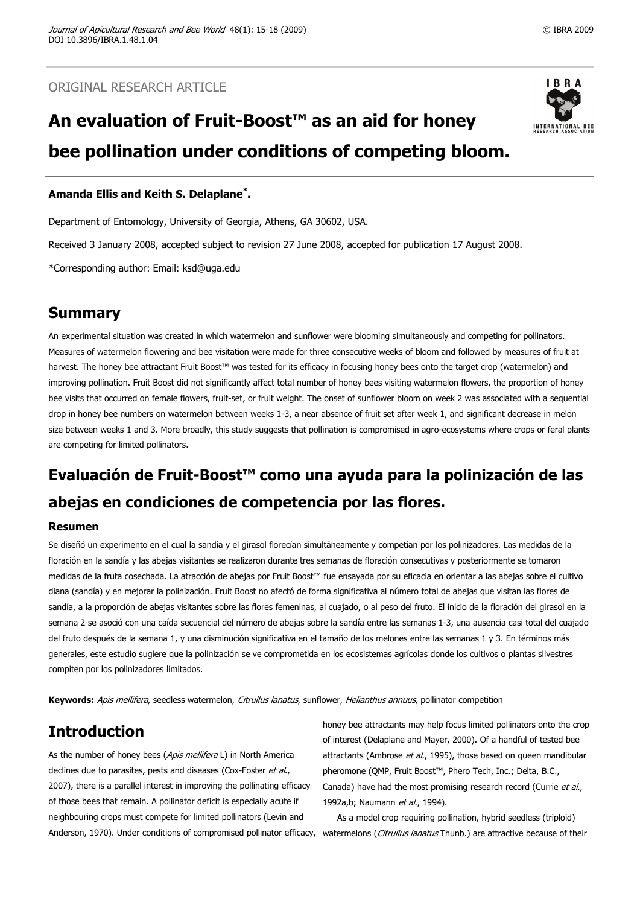ORIGINAL RESEARCH ARTICLE

# An evaluation of Fruit-Boost™ as an aid for honey bee pollination under conditions of competing bloom.

**Amanda Ellis and Keith S. Delaplane[*].**

Department of Entomology, University of Georgia, Athens, GA 30602, USA.

Received 3 January 2008, accepted subject to revision 27 June 2008, accepted for publication 17 August 2008.

*Corresponding author: Email: ksd@uga.edu

## Summary

An experimental situation was created in which watermelon and sunflower were blooming simultaneously and competing for pollinators. Measures of watermelon flowering and bee visitation were made for three consecutive weeks of bloom and followed by measures of fruit at harvest. The honey bee attractant Fruit Boost™ was tested for its efficacy in focusing honey bees onto the target crop (watermelon) and improving pollination. Fruit Boost did not significantly affect total number of honey bees visiting watermelon flowers, the proportion of honey bee visits that occurred on female flowers, fruit-set, or fruit weight. The onset of sunflower bloom on week 2 was associated with a sequential drop in honey bee numbers on watermelon between weeks 1-3, a near absence of fruit set after week 1, and significant decrease in melon size between weeks 1 and 3. More broadly, this study suggests that pollination is compromised in agro-ecosystems where crops or feral plants are competing for limited pollinators.

## Evaluación de Fruit-Boost™ como una ayuda para la polinización de las abejas en condiciones de competencia por las flores.

### Resumen

Se diseñó un experimento en el cual la sandía y el girasol florecían simultáneamente y competían por los polinizadores. Las medidas de la floración en la sandía y las abejas visitantes se realizaron durante tres semanas de floración consecutivas y posteriormente se tomaron medidas de la fruta cosechada. La atracción de abejas por Fruit Boost™ fue ensayada por su eficacia en orientar a las abejas sobre el cultivo diana (sandía) y en mejorar la polinización. Fruit Boost no afectó de forma significativa al número total de abejas que visitan las flores de sandía, a la proporción de abejas visitantes sobre las flores femeninas, al cuajado, o al peso del fruto. El inicio de la floración del girasol en la semana 2 se asoció con una caída secuencial del número de abejas sobre la sandía entre las semanas 1-3, una ausencia casi total del cuajado del fruto después de la semana 1, y una disminución significativa en el tamaño de los melones entre las semanas 1 y 3. En términos más generales, este estudio sugiere que la polinización se ve comprometida en los ecosistemas agrícolas donde los cultivos o plantas silvestres compiten por los polinizadores limitados.

**Keywords:** *Apis mellifera*, seedless watermelon, *Citrullus lanatus*, sunflower, *Helianthus annuus*, pollinator competition

## Introduction

As the number of honey bees (*Apis mellifera* L) in North America declines due to parasites, pests and diseases (Cox-Foster *et al.*, 2007), there is a parallel interest in improving the pollinating efficacy of those bees that remain. A pollinator deficit is especially acute if neighbouring crops must compete for limited pollinators (Levin and Anderson, 1970). Under conditions of compromised pollinator efficacy, honey bee attractants may help focus limited pollinators onto the crop of interest (Delaplane and Mayer, 2000). Of a handful of tested bee attractants (Ambrose *et al.*, 1995), those based on queen mandibular pheromone (QMP, Fruit Boost™, Phero Tech, Inc.; Delta, B.C., Canada) have had the most promising research record (Currie *et al.*, 1992a,b; Naumann *et al.*, 1994).

As a model crop requiring pollination, hybrid seedless (triploid) watermelons (*Citrullus lanatus* Thunb.) are attractive because of their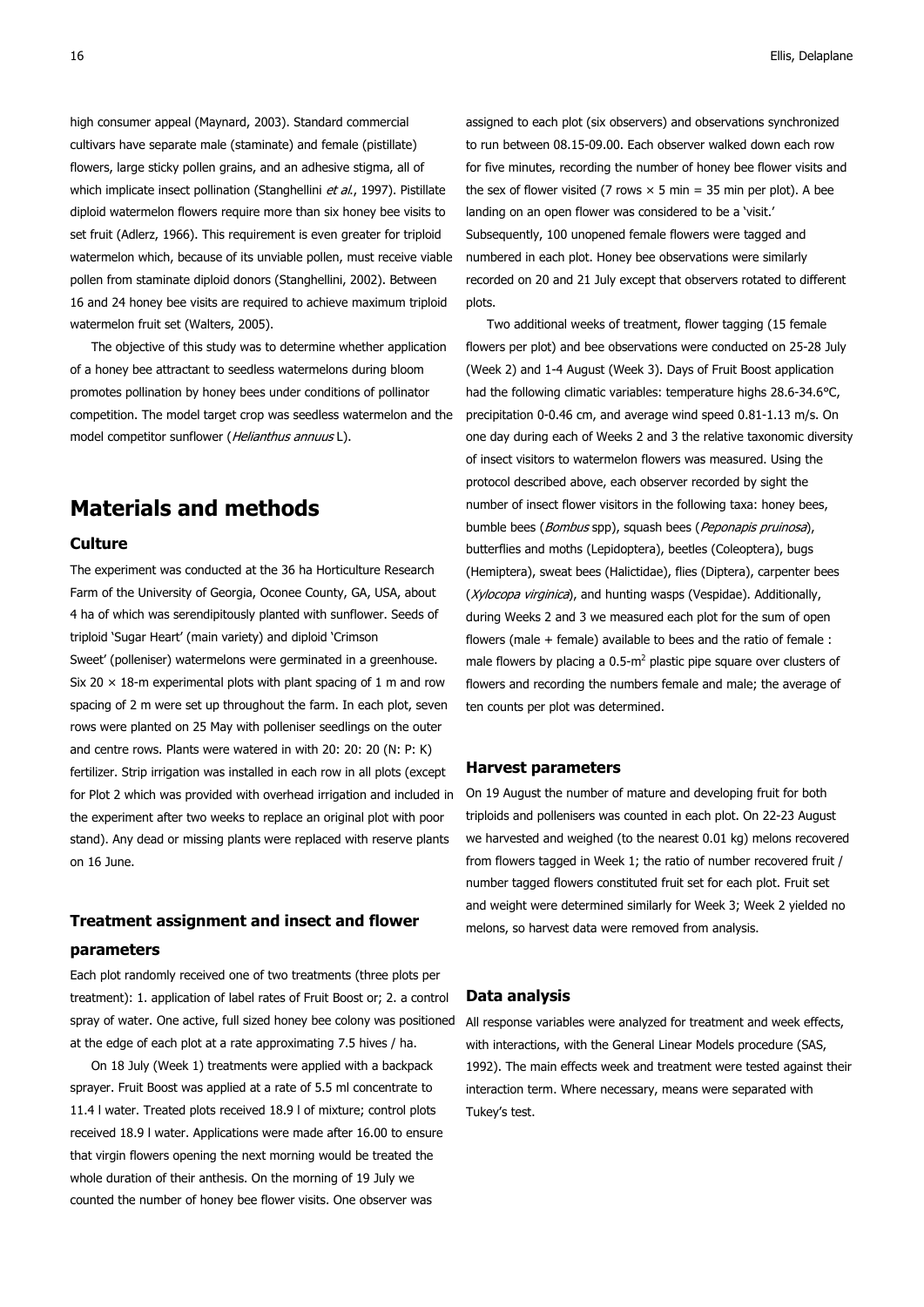high consumer appeal (Maynard, 2003). Standard commercial cultivars have separate male (staminate) and female (pistillate) flowers, large sticky pollen grains, and an adhesive stigma, all of which implicate insect pollination (Stanghellini *et al.*, 1997). Pistillate diploid watermelon flowers require more than six honey bee visits to set fruit (Adlerz, 1966). This requirement is even greater for triploid watermelon which, because of its unviable pollen, must receive viable pollen from staminate diploid donors (Stanghellini, 2002). Between 16 and 24 honey bee visits are required to achieve maximum triploid watermelon fruit set (Walters, 2005).

The objective of this study was to determine whether application of a honey bee attractant to seedless watermelons during bloom promotes pollination by honey bees under conditions of pollinator competition. The model target crop was seedless watermelon and the model competitor sunflower (*Helianthus annuus* L).

# Materials and methods

## Culture

The experiment was conducted at the 36 ha Horticulture Research Farm of the University of Georgia, Oconee County, GA, USA, about 4 ha of which was serendipitously planted with sunflower. Seeds of triploid 'Sugar Heart' (main variety) and diploid 'Crimson Sweet' (polleniser) watermelons were germinated in a greenhouse. Six 20 × 18-m experimental plots with plant spacing of 1 m and row spacing of 2 m were set up throughout the farm. In each plot, seven rows were planted on 25 May with polleniser seedlings on the outer and centre rows. Plants were watered in with 20: 20: 20 (N: P: K) fertilizer. Strip irrigation was installed in each row in all plots (except for Plot 2 which was provided with overhead irrigation and included in the experiment after two weeks to replace an original plot with poor stand). Any dead or missing plants were replaced with reserve plants on 16 June.

## Treatment assignment and insect and flower parameters

Each plot randomly received one of two treatments (three plots per treatment): 1. application of label rates of Fruit Boost or; 2. a control spray of water. One active, full sized honey bee colony was positioned at the edge of each plot at a rate approximating 7.5 hives / ha.

On 18 July (Week 1) treatments were applied with a backpack sprayer. Fruit Boost was applied at a rate of 5.5 ml concentrate to 11.4 l water. Treated plots received 18.9 l of mixture; control plots received 18.9 l water. Applications were made after 16.00 to ensure that virgin flowers opening the next morning would be treated the whole duration of their anthesis. On the morning of 19 July we counted the number of honey bee flower visits. One observer was assigned to each plot (six observers) and observations synchronized to run between 08.15-09.00. Each observer walked down each row for five minutes, recording the number of honey bee flower visits and the sex of flower visited (7 rows × 5 min = 35 min per plot). A bee landing on an open flower was considered to be a 'visit.' Subsequently, 100 unopened female flowers were tagged and numbered in each plot. Honey bee observations were similarly recorded on 20 and 21 July except that observers rotated to different plots.

Two additional weeks of treatment, flower tagging (15 female flowers per plot) and bee observations were conducted on 25-28 July (Week 2) and 1-4 August (Week 3). Days of Fruit Boost application had the following climatic variables: temperature highs 28.6-34.6°C, precipitation 0-0.46 cm, and average wind speed 0.81-1.13 m/s. On one day during each of Weeks 2 and 3 the relative taxonomic diversity of insect visitors to watermelon flowers was measured. Using the protocol described above, each observer recorded by sight the number of insect flower visitors in the following taxa: honey bees, bumble bees (*Bombus* spp), squash bees (*Peponapis pruinosa*), butterflies and moths (Lepidoptera), beetles (Coleoptera), bugs (Hemiptera), sweat bees (Halictidae), flies (Diptera), carpenter bees (*Xylocopa virginica*), and hunting wasps (Vespidae). Additionally, during Weeks 2 and 3 we measured each plot for the sum of open flowers (male + female) available to bees and the ratio of female : male flowers by placing a 0.5-$m^2$ plastic pipe square over clusters of flowers and recording the numbers female and male; the average of ten counts per plot was determined.

## Harvest parameters

On 19 August the number of mature and developing fruit for both triploids and pollenisers was counted in each plot. On 22-23 August we harvested and weighed (to the nearest 0.01 kg) melons recovered from flowers tagged in Week 1; the ratio of number recovered fruit / number tagged flowers constituted fruit set for each plot. Fruit set and weight were determined similarly for Week 3; Week 2 yielded no melons, so harvest data were removed from analysis.

## Data analysis

All response variables were analyzed for treatment and week effects, with interactions, with the General Linear Models procedure (SAS, 1992). The main effects week and treatment were tested against their interaction term. Where necessary, means were separated with Tukey's test.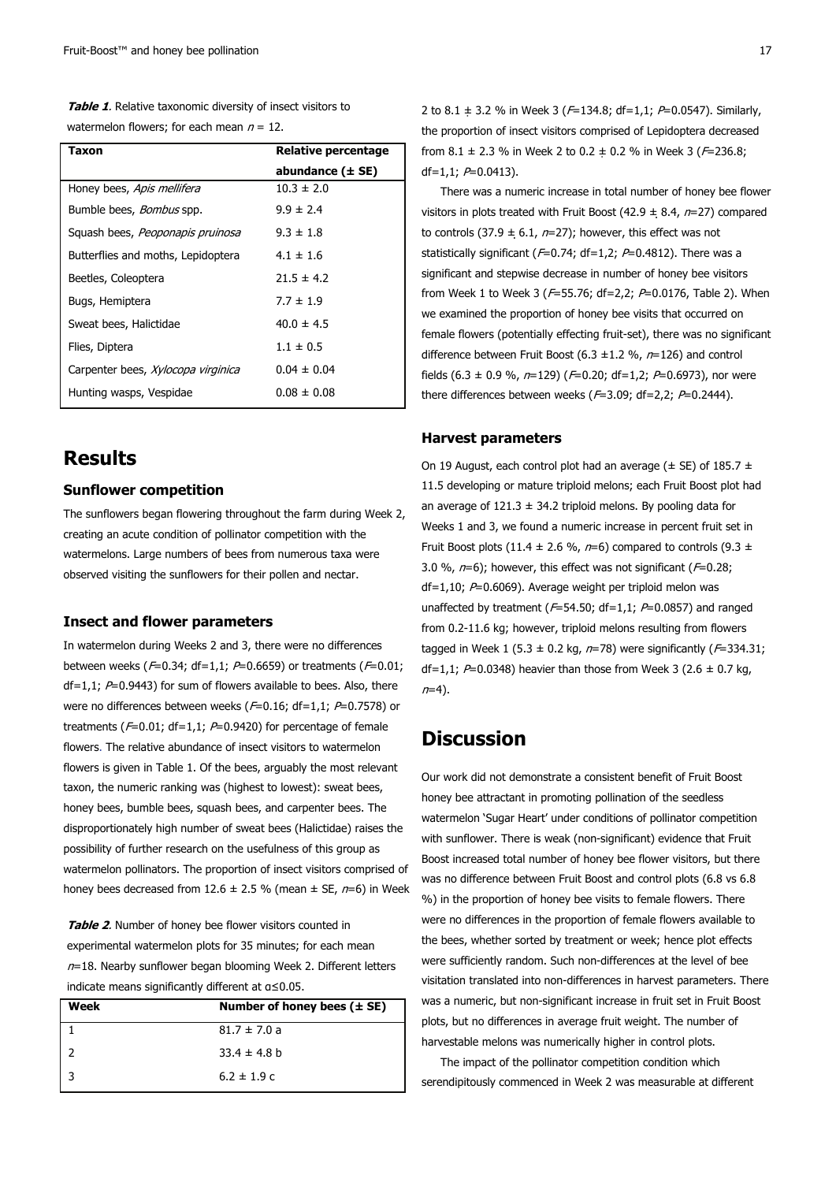**Table 1**. Relative taxonomic diversity of insect visitors to watermelon flowers; for each mean $n = 12$.

| Taxon | Relative percentage abundance (± SE) |
|---|---|
| Honey bees, *Apis mellifera* | 10.3 ± 2.0 |
| Bumble bees, *Bombus* spp. | 9.9 ± 2.4 |
| Squash bees, *Peponapis pruinosa* | 9.3 ± 1.8 |
| Butterflies and moths, Lepidoptera | 4.1 ± 1.6 |
| Beetles, Coleoptera | 21.5 ± 4.2 |
| Bugs, Hemiptera | 7.7 ± 1.9 |
| Sweat bees, Halictidae | 40.0 ± 4.5 |
| Flies, Diptera | 1.1 ± 0.5 |
| Carpenter bees, *Xylocopa virginica* | 0.04 ± 0.04 |
| Hunting wasps, Vespidae | 0.08 ± 0.08 |

# Results

## Sunflower competition

The sunflowers began flowering throughout the farm during Week 2, creating an acute condition of pollinator competition with the watermelons. Large numbers of bees from numerous taxa were observed visiting the sunflowers for their pollen and nectar.

## Insect and flower parameters

In watermelon during Weeks 2 and 3, there were no differences between weeks ($F$=0.34; df=1,1; $P$=0.6659) or treatments ($F$=0.01; df=1,1; $P$=0.9443) for sum of flowers available to bees. Also, there were no differences between weeks ($F$=0.16; df=1,1; $P$=0.7578) or treatments ($F$=0.01; df=1,1; $P$=0.9420) for percentage of female flowers. The relative abundance of insect visitors to watermelon flowers is given in Table 1. Of the bees, arguably the most relevant taxon, the numeric ranking was (highest to lowest): sweat bees, honey bees, bumble bees, squash bees, and carpenter bees. The disproportionately high number of sweat bees (Halictidae) raises the possibility of further research on the usefulness of this group as watermelon pollinators. The proportion of insect visitors comprised of honey bees decreased from 12.6 ± 2.5 % (mean ± SE, $n$=6) in Week 2 to 8.1 ± 3.2 % in Week 3 ($F$=134.8; df=1,1; $P$=0.0547). Similarly, the proportion of insect visitors comprised of Lepidoptera decreased from 8.1 ± 2.3 % in Week 2 to 0.2 ± 0.2 % in Week 3 ($F$=236.8; df=1,1; $P$=0.0413).

There was a numeric increase in total number of honey bee flower visitors in plots treated with Fruit Boost (42.9 ± 8.4, $n$=27) compared to controls (37.9 ± 6.1, $n$=27); however, this effect was not statistically significant ($F$=0.74; df=1,2; $P$=0.4812). There was a significant and stepwise decrease in number of honey bee visitors from Week 1 to Week 3 ($F$=55.76; df=2,2; $P$=0.0176, Table 2). When we examined the proportion of honey bee visits that occurred on female flowers (potentially effecting fruit-set), there was no significant difference between Fruit Boost (6.3 ±1.2 %, $n$=126) and control fields (6.3 ± 0.9 %, $n$=129) ($F$=0.20; df=1,2; $P$=0.6973), nor were there differences between weeks ($F$=3.09; df=2,2; $P$=0.2444).

**Table 2**. Number of honey bee flower visitors counted in experimental watermelon plots for 35 minutes; for each mean $n$=18. Nearby sunflower began blooming Week 2. Different letters indicate means significantly different at α≤0.05.

| Week | Number of honey bees (± SE) |
|---|---|
| 1 | 81.7 ± 7.0 a |
| 2 | 33.4 ± 4.8 b |
| 3 | 6.2 ± 1.9 c |

## Harvest parameters

On 19 August, each control plot had an average (± SE) of 185.7 ± 11.5 developing or mature triploid melons; each Fruit Boost plot had an average of 121.3 ± 34.2 triploid melons. By pooling data for Weeks 1 and 3, we found a numeric increase in percent fruit set in Fruit Boost plots (11.4 ± 2.6 %, $n$=6) compared to controls (9.3 ± 3.0 %, $n$=6); however, this effect was not significant ($F$=0.28; df=1,10; $P$=0.6069). Average weight per triploid melon was unaffected by treatment ($F$=54.50; df=1,1; $P$=0.0857) and ranged from 0.2-11.6 kg; however, triploid melons resulting from flowers tagged in Week 1 (5.3 ± 0.2 kg, $n$=78) were significantly ($F$=334.31; df=1,1; $P$=0.0348) heavier than those from Week 3 (2.6 ± 0.7 kg, $n$=4).

# Discussion

Our work did not demonstrate a consistent benefit of Fruit Boost honey bee attractant in promoting pollination of the seedless watermelon 'Sugar Heart' under conditions of pollinator competition with sunflower. There is weak (non-significant) evidence that Fruit Boost increased total number of honey bee flower visitors, but there was no difference between Fruit Boost and control plots (6.8 vs 6.8 %) in the proportion of honey bee visits to female flowers. There were no differences in the proportion of female flowers available to the bees, whether sorted by treatment or week; hence plot effects were sufficiently random. Such non-differences at the level of bee visitation translated into non-differences in harvest parameters. There was a numeric, but non-significant increase in fruit set in Fruit Boost plots, but no differences in average fruit weight. The number of harvestable melons was numerically higher in control plots.

The impact of the pollinator competition condition which serendipitously commenced in Week 2 was measurable at different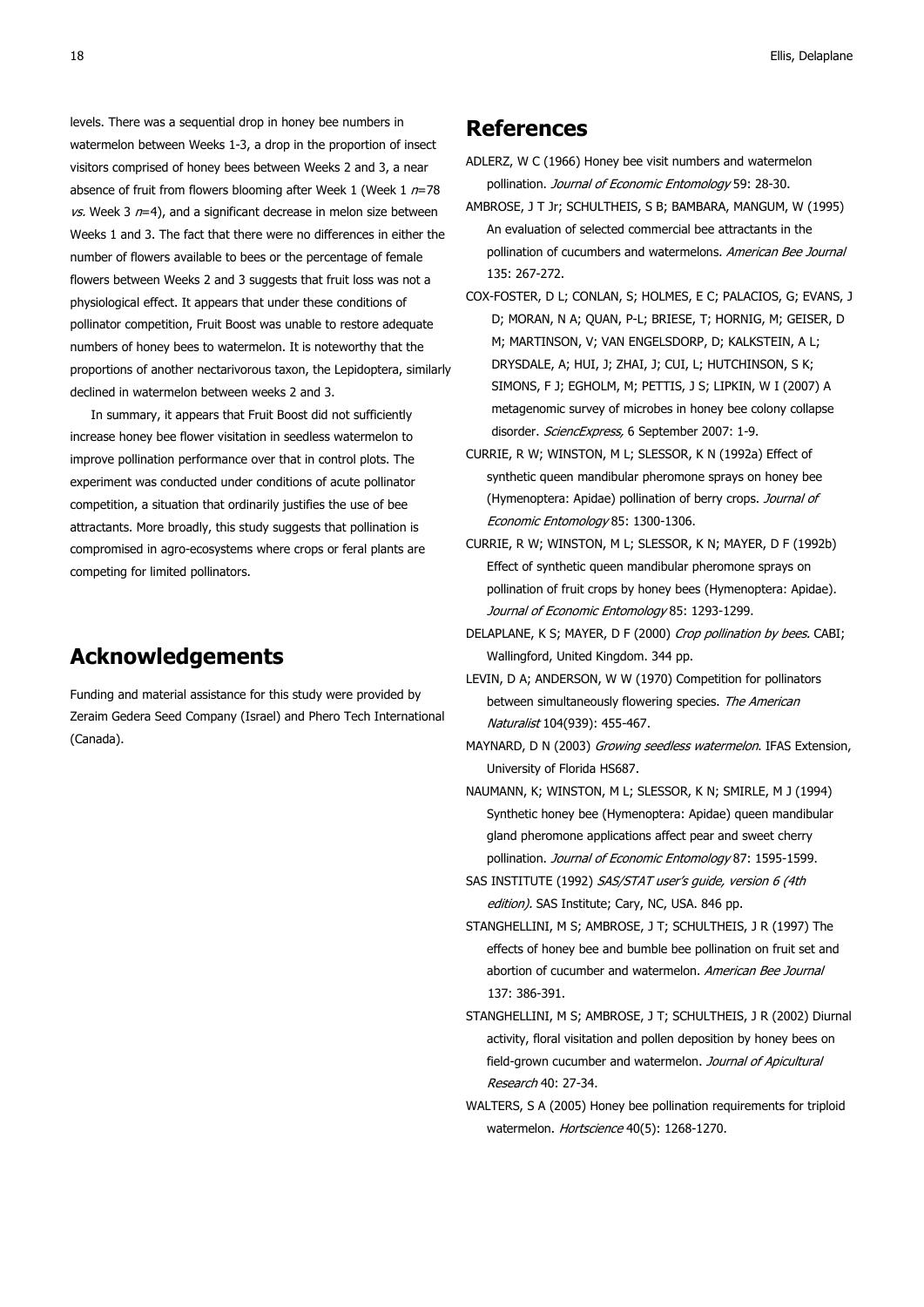levels. There was a sequential drop in honey bee numbers in watermelon between Weeks 1-3, a drop in the proportion of insect visitors comprised of honey bees between Weeks 2 and 3, a near absence of fruit from flowers blooming after Week 1 (Week 1 $n$=78 *vs.* Week 3 $n$=4), and a significant decrease in melon size between Weeks 1 and 3. The fact that there were no differences in either the number of flowers available to bees or the percentage of female flowers between Weeks 2 and 3 suggests that fruit loss was not a physiological effect. It appears that under these conditions of pollinator competition, Fruit Boost was unable to restore adequate numbers of honey bees to watermelon. It is noteworthy that the proportions of another nectarivorous taxon, the Lepidoptera, similarly declined in watermelon between weeks 2 and 3.

In summary, it appears that Fruit Boost did not sufficiently increase honey bee flower visitation in seedless watermelon to improve pollination performance over that in control plots. The experiment was conducted under conditions of acute pollinator competition, a situation that ordinarily justifies the use of bee attractants. More broadly, this study suggests that pollination is compromised in agro-ecosystems where crops or feral plants are competing for limited pollinators.

## Acknowledgements

Funding and material assistance for this study were provided by Zeraim Gedera Seed Company (Israel) and Phero Tech International (Canada).

## References

ADLERZ, W C (1966) Honey bee visit numbers and watermelon pollination. *Journal of Economic Entomology* 59: 28-30.

AMBROSE, J T Jr; SCHULTHEIS, S B; BAMBARA, MANGUM, W (1995) An evaluation of selected commercial bee attractants in the pollination of cucumbers and watermelons. *American Bee Journal* 135: 267-272.

COX-FOSTER, D L; CONLAN, S; HOLMES, E C; PALACIOS, G; EVANS, J D; MORAN, N A; QUAN, P-L; BRIESE, T; HORNIG, M; GEISER, D M; MARTINSON, V; VAN ENGELSDORP, D; KALKSTEIN, A L; DRYSDALE, A; HUI, J; ZHAI, J; CUI, L; HUTCHINSON, S K; SIMONS, F J; EGHOLM, M; PETTIS, J S; LIPKIN, W I (2007) A metagenomic survey of microbes in honey bee colony collapse disorder. *SciencExpress,* 6 September 2007: 1-9.

CURRIE, R W; WINSTON, M L; SLESSOR, K N (1992a) Effect of synthetic queen mandibular pheromone sprays on honey bee (Hymenoptera: Apidae) pollination of berry crops. *Journal of Economic Entomology* 85: 1300-1306.

CURRIE, R W; WINSTON, M L; SLESSOR, K N; MAYER, D F (1992b) Effect of synthetic queen mandibular pheromone sprays on pollination of fruit crops by honey bees (Hymenoptera: Apidae). *Journal of Economic Entomology* 85: 1293-1299.

DELAPLANE, K S; MAYER, D F (2000) *Crop pollination by bees.* CABI; Wallingford, United Kingdom. 344 pp.

LEVIN, D A; ANDERSON, W W (1970) Competition for pollinators between simultaneously flowering species. *The American Naturalist* 104(939): 455-467.

MAYNARD, D N (2003) *Growing seedless watermelon.* IFAS Extension, University of Florida HS687.

NAUMANN, K; WINSTON, M L; SLESSOR, K N; SMIRLE, M J (1994) Synthetic honey bee (Hymenoptera: Apidae) queen mandibular gland pheromone applications affect pear and sweet cherry pollination. *Journal of Economic Entomology* 87: 1595-1599.

SAS INSTITUTE (1992) *SAS/STAT user's guide, version 6 (4th edition).* SAS Institute; Cary, NC, USA. 846 pp.

STANGHELLINI, M S; AMBROSE, J T; SCHULTHEIS, J R (1997) The effects of honey bee and bumble bee pollination on fruit set and abortion of cucumber and watermelon. *American Bee Journal* 137: 386-391.

STANGHELLINI, M S; AMBROSE, J T; SCHULTHEIS, J R (2002) Diurnal activity, floral visitation and pollen deposition by honey bees on field-grown cucumber and watermelon. *Journal of Apicultural Research* 40: 27-34.

WALTERS, S A (2005) Honey bee pollination requirements for triploid watermelon. *Hortscience* 40(5): 1268-1270.